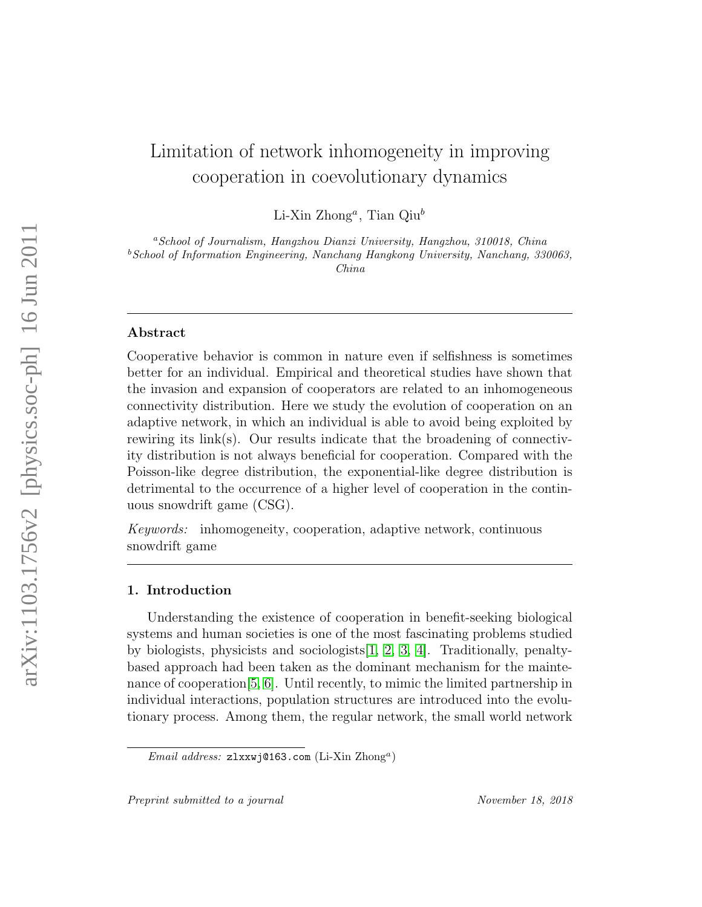# Limitation of network inhomogeneity in improving cooperation in coevolutionary dynamics

Li-Xin Zhong[a], Tian Qiu[b]

[a]*School of Journalism, Hangzhou Dianzi University, Hangzhou, 310018, China*
[b]*School of Information Engineering, Nanchang Hangkong University, Nanchang, 330063, China*

## Abstract

Cooperative behavior is common in nature even if selfishness is sometimes better for an individual. Empirical and theoretical studies have shown that the invasion and expansion of cooperators are related to an inhomogeneous connectivity distribution. Here we study the evolution of cooperation on an adaptive network, in which an individual is able to avoid being exploited by rewiring its link(s). Our results indicate that the broadening of connectivity distribution is not always beneficial for cooperation. Compared with the Poisson-like degree distribution, the exponential-like degree distribution is detrimental to the occurrence of a higher level of cooperation in the continuous snowdrift game (CSG).

*Keywords:* inhomogeneity, cooperation, adaptive network, continuous snowdrift game

## 1. Introduction

Understanding the existence of cooperation in benefit-seeking biological systems and human societies is one of the most fascinating problems studied by biologists, physicists and sociologists[1, 2, 3, 4]. Traditionally, penalty-based approach had been taken as the dominant mechanism for the maintenance of cooperation[5, 6]. Until recently, to mimic the limited partnership in individual interactions, population structures are introduced into the evolutionary process. Among them, the regular network, the small world network

*Email address:* zlxxwj@163.com (Li-Xin Zhong[a])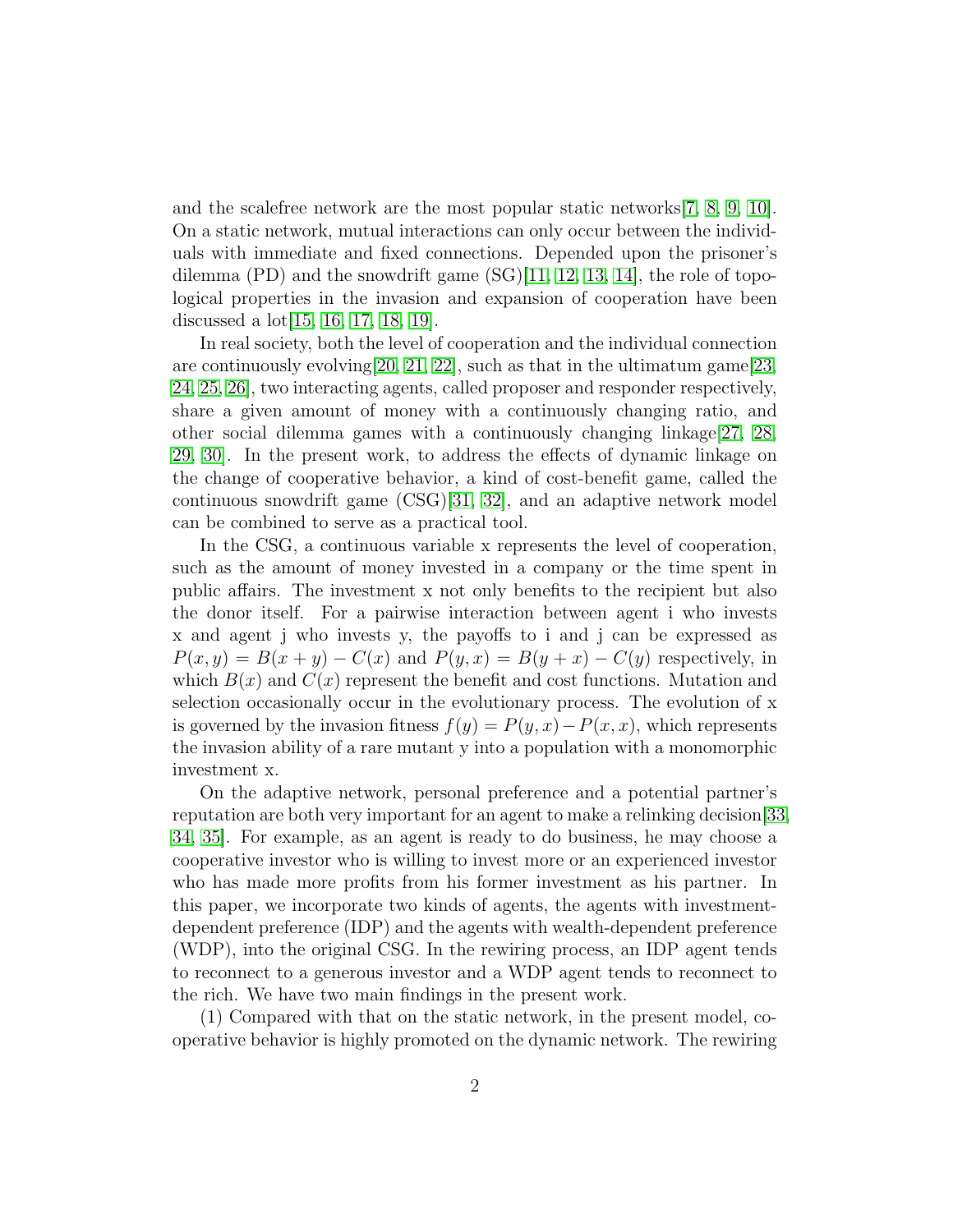and the scalefree network are the most popular static networks[7, 8, 9, 10]. On a static network, mutual interactions can only occur between the individuals with immediate and fixed connections. Depended upon the prisoner's dilemma (PD) and the snowdrift game (SG)[11, 12, 13, 14], the role of topological properties in the invasion and expansion of cooperation have been discussed a lot[15, 16, 17, 18, 19].

In real society, both the level of cooperation and the individual connection are continuously evolving[20, 21, 22], such as that in the ultimatum game[23, 24, 25, 26], two interacting agents, called proposer and responder respectively, share a given amount of money with a continuously changing ratio, and other social dilemma games with a continuously changing linkage[27, 28, 29, 30]. In the present work, to address the effects of dynamic linkage on the change of cooperative behavior, a kind of cost-benefit game, called the continuous snowdrift game (CSG)[31, 32], and an adaptive network model can be combined to serve as a practical tool.

In the CSG, a continuous variable x represents the level of cooperation, such as the amount of money invested in a company or the time spent in public affairs. The investment x not only benefits to the recipient but also the donor itself. For a pairwise interaction between agent i who invests x and agent j who invests y, the payoffs to i and j can be expressed as $P(x, y) = B(x + y) - C(x)$ and $P(y, x) = B(y + x) - C(y)$ respectively, in which $B(x)$ and $C(x)$ represent the benefit and cost functions. Mutation and selection occasionally occur in the evolutionary process. The evolution of x is governed by the invasion fitness $f(y) = P(y, x) - P(x, x)$, which represents the invasion ability of a rare mutant y into a population with a monomorphic investment x.

On the adaptive network, personal preference and a potential partner's reputation are both very important for an agent to make a relinking decision[33, 34, 35]. For example, as an agent is ready to do business, he may choose a cooperative investor who is willing to invest more or an experienced investor who has made more profits from his former investment as his partner. In this paper, we incorporate two kinds of agents, the agents with investment-dependent preference (IDP) and the agents with wealth-dependent preference (WDP), into the original CSG. In the rewiring process, an IDP agent tends to reconnect to a generous investor and a WDP agent tends to reconnect to the rich. We have two main findings in the present work.

(1) Compared with that on the static network, in the present model, cooperative behavior is highly promoted on the dynamic network. The rewiring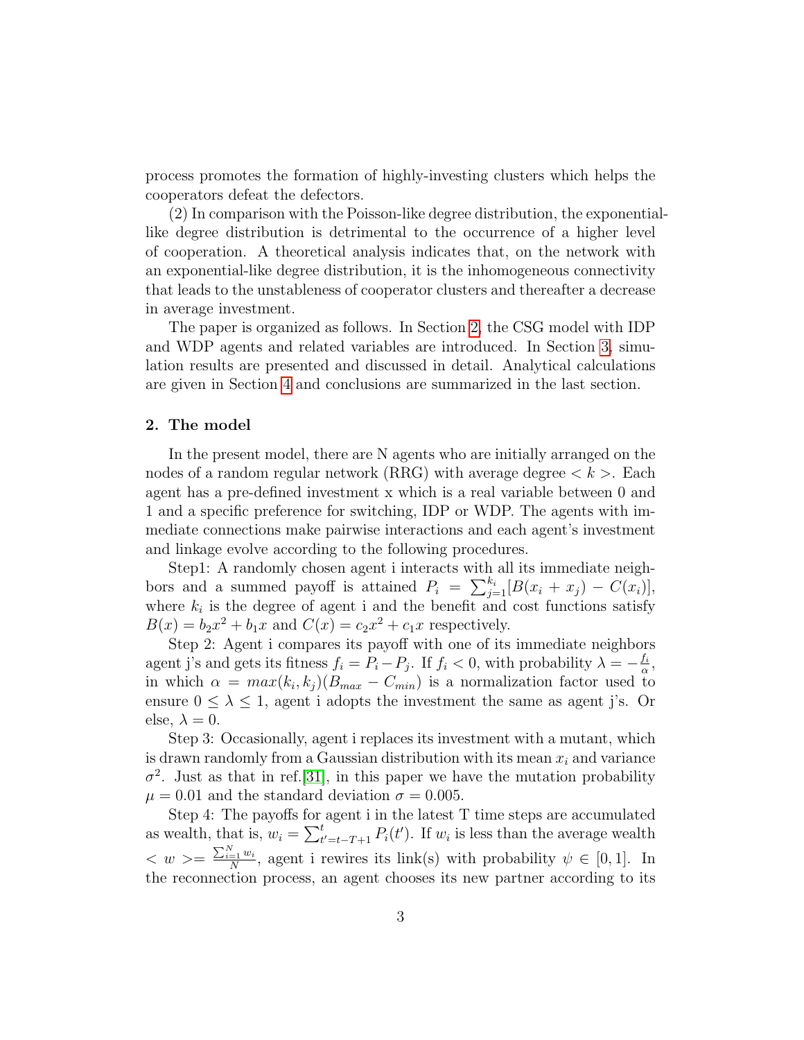process promotes the formation of highly-investing clusters which helps the cooperators defeat the defectors.

(2) In comparison with the Poisson-like degree distribution, the exponential-like degree distribution is detrimental to the occurrence of a higher level of cooperation. A theoretical analysis indicates that, on the network with an exponential-like degree distribution, it is the inhomogeneous connectivity that leads to the unstableness of cooperator clusters and thereafter a decrease in average investment.

The paper is organized as follows. In Section 2, the CSG model with IDP and WDP agents and related variables are introduced. In Section 3, simulation results are presented and discussed in detail. Analytical calculations are given in Section 4 and conclusions are summarized in the last section.

## 2. The model

In the present model, there are N agents who are initially arranged on the nodes of a random regular network (RRG) with average degree $< k >$. Each agent has a pre-defined investment x which is a real variable between 0 and 1 and a specific preference for switching, IDP or WDP. The agents with immediate connections make pairwise interactions and each agent's investment and linkage evolve according to the following procedures.

Step1: A randomly chosen agent i interacts with all its immediate neighbors and a summed payoff is attained $P_i = \sum_{j=1}^{k_i}[B(x_i + x_j) - C(x_i)]$, where $k_i$ is the degree of agent i and the benefit and cost functions satisfy $B(x) = b_2x^2 + b_1x$ and $C(x) = c_2x^2 + c_1x$ respectively.

Step 2: Agent i compares its payoff with one of its immediate neighbors agent j's and gets its fitness $f_i = P_i - P_j$. If $f_i < 0$, with probability $\lambda = -\frac{f_i}{\alpha}$, in which $\alpha = max(k_i, k_j)(B_{max} - C_{min})$ is a normalization factor used to ensure $0 \leq \lambda \leq 1$, agent i adopts the investment the same as agent j's. Or else, $\lambda = 0$.

Step 3: Occasionally, agent i replaces its investment with a mutant, which is drawn randomly from a Gaussian distribution with its mean $x_i$ and variance $\sigma^2$. Just as that in ref.[31], in this paper we have the mutation probability $\mu = 0.01$ and the standard deviation $\sigma = 0.005$.

Step 4: The payoffs for agent i in the latest T time steps are accumulated as wealth, that is, $w_i = \sum_{t'=t-T+1}^{t} P_i(t')$. If $w_i$ is less than the average wealth $< w >= \frac{\sum_{i=1}^{N} w_i}{N}$, agent i rewires its link(s) with probability $\psi \in [0, 1]$. In the reconnection process, an agent chooses its new partner according to its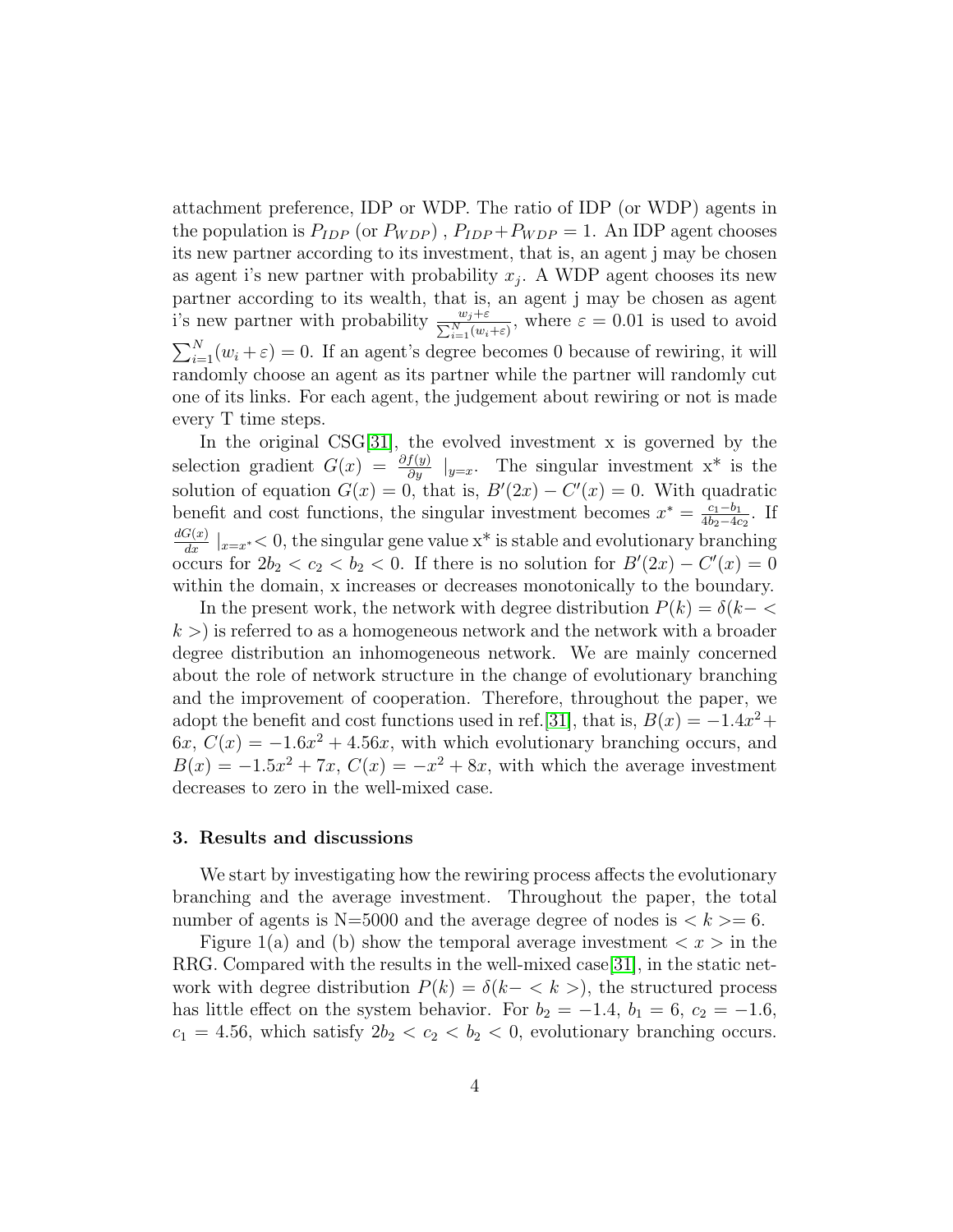attachment preference, IDP or WDP. The ratio of IDP (or WDP) agents in the population is $P_{IDP}$ (or $P_{WDP}$) , $P_{IDP}+P_{WDP}=1$. An IDP agent chooses its new partner according to its investment, that is, an agent j may be chosen as agent i's new partner with probability $x_j$. A WDP agent chooses its new partner according to its wealth, that is, an agent j may be chosen as agent i's new partner with probability $\frac{w_j+\varepsilon}{\sum_{i=1}^{N}(w_i+\varepsilon)}$, where $\varepsilon = 0.01$ is used to avoid $\sum_{i=1}^{N}(w_i+\varepsilon) = 0$. If an agent's degree becomes 0 because of rewiring, it will randomly choose an agent as its partner while the partner will randomly cut one of its links. For each agent, the judgement about rewiring or not is made every T time steps.

In the original CSG[31], the evolved investment x is governed by the selection gradient $G(x) = \frac{\partial f(y)}{\partial y} \mid_{y=x}$. The singular investment x* is the solution of equation $G(x) = 0$, that is, $B'(2x) - C'(x) = 0$. With quadratic benefit and cost functions, the singular investment becomes $x^* = \frac{c_1 - b_1}{4b_2 - 4c_2}$. If $\frac{dG(x)}{dx} \mid_{x=x^*} < 0$, the singular gene value x* is stable and evolutionary branching occurs for $2b_2 < c_2 < b_2 < 0$. If there is no solution for $B'(2x) - C'(x) = 0$ within the domain, x increases or decreases monotonically to the boundary.

In the present work, the network with degree distribution $P(k) = \delta(k - <k>)$ is referred to as a homogeneous network and the network with a broader degree distribution an inhomogeneous network. We are mainly concerned about the role of network structure in the change of evolutionary branching and the improvement of cooperation. Therefore, throughout the paper, we adopt the benefit and cost functions used in ref.[31], that is, $B(x) = -1.4x^2 + 6x$, $C(x) = -1.6x^2 + 4.56x$, with which evolutionary branching occurs, and $B(x) = -1.5x^2 + 7x$, $C(x) = -x^2 + 8x$, with which the average investment decreases to zero in the well-mixed case.

## 3. Results and discussions

We start by investigating how the rewiring process affects the evolutionary branching and the average investment. Throughout the paper, the total number of agents is N=5000 and the average degree of nodes is $<k>= 6$.

Figure 1(a) and (b) show the temporal average investment $<x>$ in the RRG. Compared with the results in the well-mixed case[31], in the static network with degree distribution $P(k) = \delta(k - <k>)$, the structured process has little effect on the system behavior. For $b_2 = -1.4$, $b_1 = 6$, $c_2 = -1.6$, $c_1 = 4.56$, which satisfy $2b_2 < c_2 < b_2 < 0$, evolutionary branching occurs.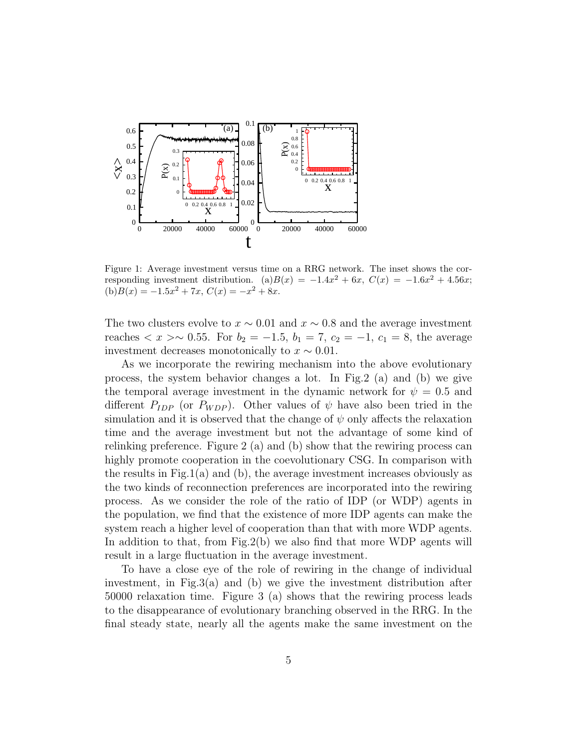Figure 1: Average investment versus time on a RRG network. The inset shows the corresponding investment distribution. (a)$B(x) = -1.4x^2 + 6x$, $C(x) = -1.6x^2 + 4.56x$; (b)$B(x) = -1.5x^2 + 7x$, $C(x) = -x^2 + 8x$.

The two clusters evolve to $x \sim 0.01$ and $x \sim 0.8$ and the average investment reaches $< x > \sim 0.55$. For $b_2 = -1.5$, $b_1 = 7$, $c_2 = -1$, $c_1 = 8$, the average investment decreases monotonically to $x \sim 0.01$.

As we incorporate the rewiring mechanism into the above evolutionary process, the system behavior changes a lot. In Fig.2 (a) and (b) we give the temporal average investment in the dynamic network for $\psi = 0.5$ and different $P_{IDP}$ (or $P_{WDP}$). Other values of $\psi$ have also been tried in the simulation and it is observed that the change of $\psi$ only affects the relaxation time and the average investment but not the advantage of some kind of relinking preference. Figure 2 (a) and (b) show that the rewiring process can highly promote cooperation in the coevolutionary CSG. In comparison with the results in Fig.1(a) and (b), the average investment increases obviously as the two kinds of reconnection preferences are incorporated into the rewiring process. As we consider the role of the ratio of IDP (or WDP) agents in the population, we find that the existence of more IDP agents can make the system reach a higher level of cooperation than that with more WDP agents. In addition to that, from Fig.2(b) we also find that more WDP agents will result in a large fluctuation in the average investment.

To have a close eye of the role of rewiring in the change of individual investment, in Fig.3(a) and (b) we give the investment distribution after 50000 relaxation time. Figure 3 (a) shows that the rewiring process leads to the disappearance of evolutionary branching observed in the RRG. In the final steady state, nearly all the agents make the same investment on the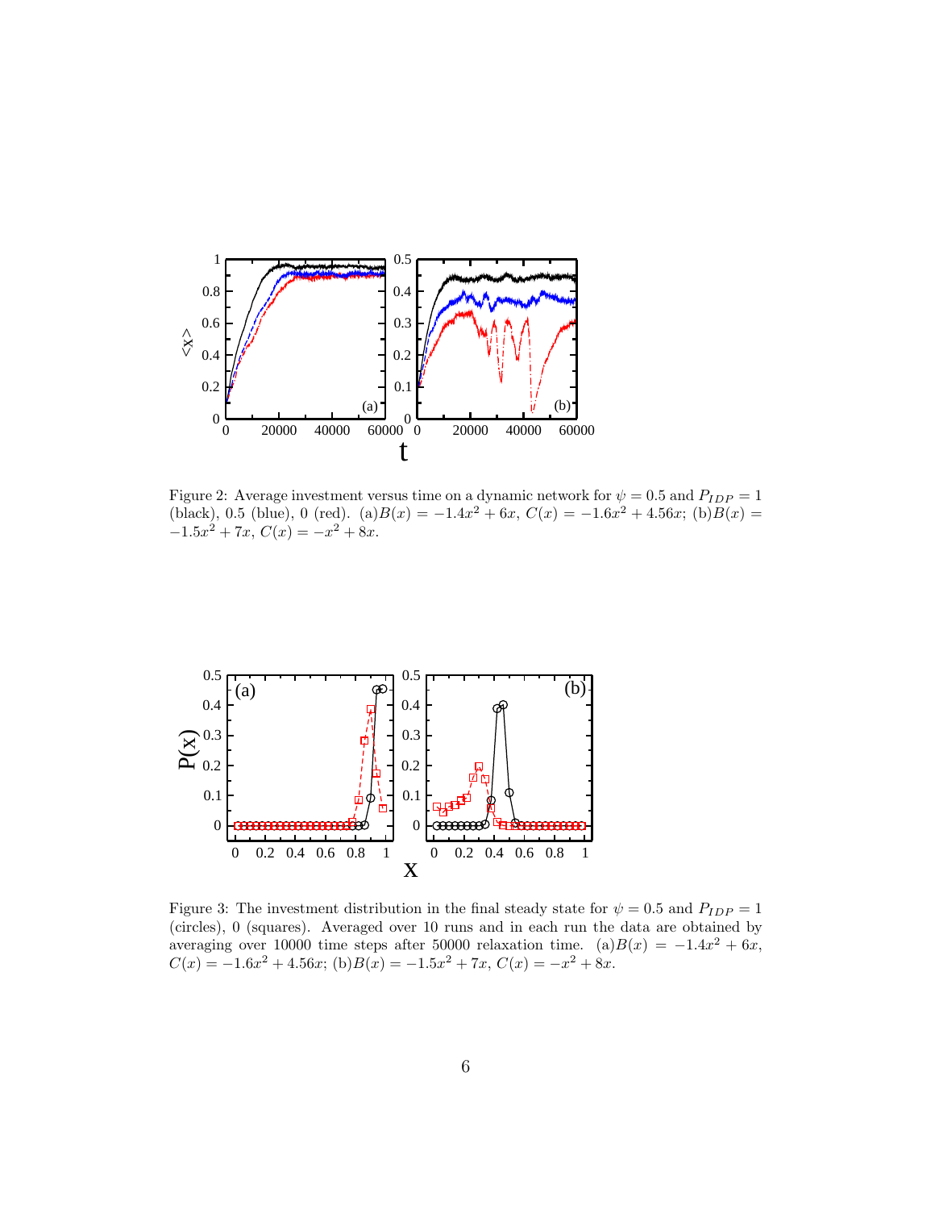Figure 2: Average investment versus time on a dynamic network for $\psi = 0.5$ and $P_{IDP} = 1$ (black), 0.5 (blue), 0 (red). (a)$B(x) = -1.4x^2 + 6x$, $C(x) = -1.6x^2 + 4.56x$; (b)$B(x) = -1.5x^2 + 7x$, $C(x) = -x^2 + 8x$.

Figure 3: The investment distribution in the final steady state for $\psi = 0.5$ and $P_{IDP} = 1$ (circles), 0 (squares). Averaged over 10 runs and in each run the data are obtained by averaging over 10000 time steps after 50000 relaxation time. (a)$B(x) = -1.4x^2 + 6x$, $C(x) = -1.6x^2 + 4.56x$; (b)$B(x) = -1.5x^2 + 7x$, $C(x) = -x^2 + 8x$.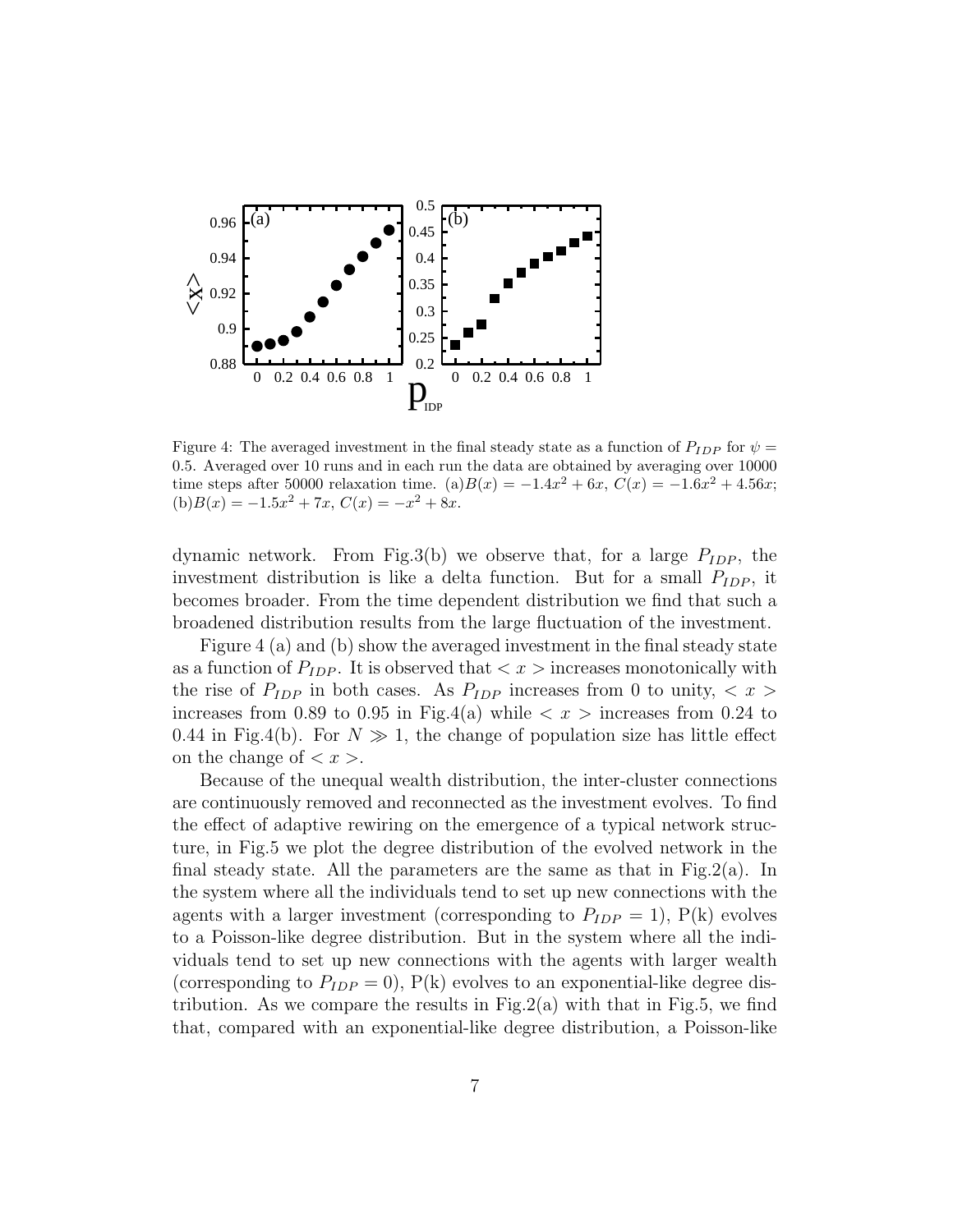Figure 4: The averaged investment in the final steady state as a function of $P_{IDP}$ for $\psi = 0.5$. Averaged over 10 runs and in each run the data are obtained by averaging over 10000 time steps after 50000 relaxation time. (a)$B(x) = -1.4x^2 + 6x$, $C(x) = -1.6x^2 + 4.56x$; (b)$B(x) = -1.5x^2 + 7x$, $C(x) = -x^2 + 8x$.

dynamic network. From Fig.3(b) we observe that, for a large $P_{IDP}$, the investment distribution is like a delta function. But for a small $P_{IDP}$, it becomes broader. From the time dependent distribution we find that such a broadened distribution results from the large fluctuation of the investment.

Figure 4 (a) and (b) show the averaged investment in the final steady state as a function of $P_{IDP}$. It is observed that $< x >$ increases monotonically with the rise of $P_{IDP}$ in both cases. As $P_{IDP}$ increases from 0 to unity, $< x >$ increases from 0.89 to 0.95 in Fig.4(a) while $< x >$ increases from 0.24 to 0.44 in Fig.4(b). For $N \gg 1$, the change of population size has little effect on the change of $< x >$.

Because of the unequal wealth distribution, the inter-cluster connections are continuously removed and reconnected as the investment evolves. To find the effect of adaptive rewiring on the emergence of a typical network structure, in Fig.5 we plot the degree distribution of the evolved network in the final steady state. All the parameters are the same as that in Fig.2(a). In the system where all the individuals tend to set up new connections with the agents with a larger investment (corresponding to $P_{IDP} = 1$), P(k) evolves to a Poisson-like degree distribution. But in the system where all the individuals tend to set up new connections with the agents with larger wealth (corresponding to $P_{IDP} = 0$), P(k) evolves to an exponential-like degree distribution. As we compare the results in Fig.2(a) with that in Fig.5, we find that, compared with an exponential-like degree distribution, a Poisson-like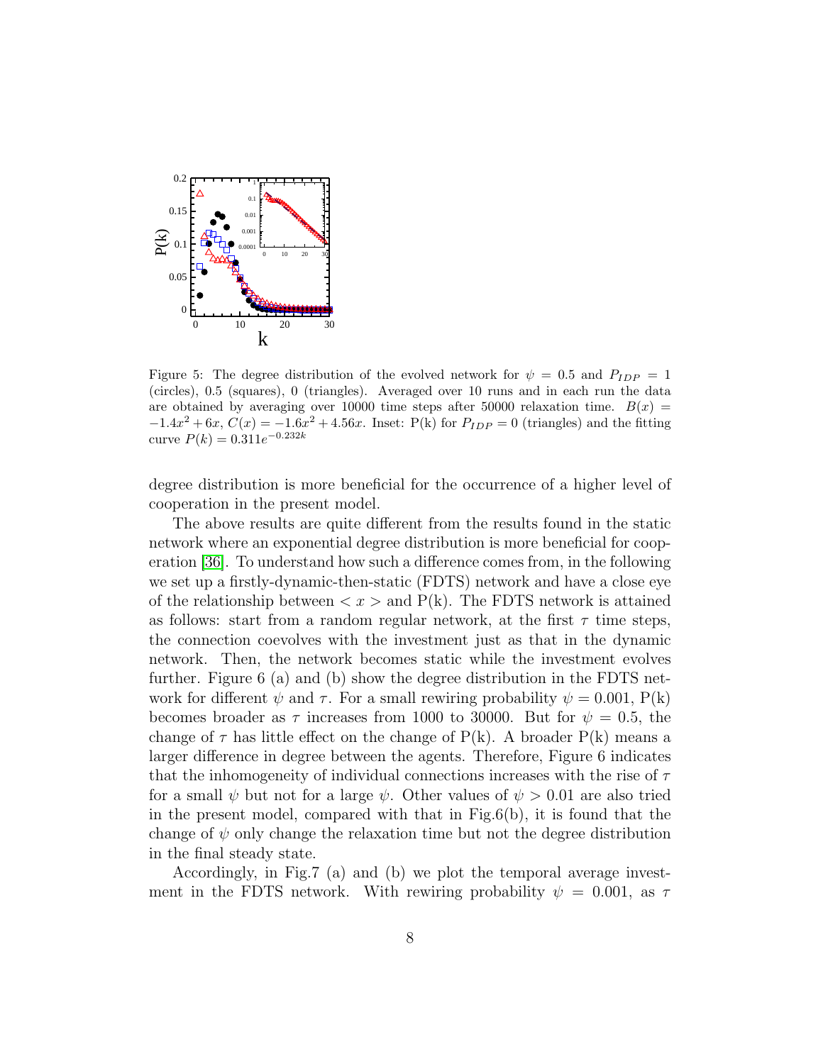Figure 5: The degree distribution of the evolved network for $\psi = 0.5$ and $P_{IDP} = 1$ (circles), 0.5 (squares), 0 (triangles). Averaged over 10 runs and in each run the data are obtained by averaging over 10000 time steps after 50000 relaxation time. $B(x) = -1.4x^2 + 6x$, $C(x) = -1.6x^2 + 4.56x$. Inset: P(k) for $P_{IDP} = 0$ (triangles) and the fitting curve $P(k) = 0.311e^{-0.232k}$

degree distribution is more beneficial for the occurrence of a higher level of cooperation in the present model.

The above results are quite different from the results found in the static network where an exponential degree distribution is more beneficial for cooperation [36]. To understand how such a difference comes from, in the following we set up a firstly-dynamic-then-static (FDTS) network and have a close eye of the relationship between $< x >$ and P(k). The FDTS network is attained as follows: start from a random regular network, at the first $\tau$ time steps, the connection coevolves with the investment just as that in the dynamic network. Then, the network becomes static while the investment evolves further. Figure 6 (a) and (b) show the degree distribution in the FDTS network for different $\psi$ and $\tau$. For a small rewiring probability $\psi = 0.001$, P(k) becomes broader as $\tau$ increases from 1000 to 30000. But for $\psi = 0.5$, the change of $\tau$ has little effect on the change of P(k). A broader P(k) means a larger difference in degree between the agents. Therefore, Figure 6 indicates that the inhomogeneity of individual connections increases with the rise of $\tau$ for a small $\psi$ but not for a large $\psi$. Other values of $\psi > 0.01$ are also tried in the present model, compared with that in Fig.6(b), it is found that the change of $\psi$ only change the relaxation time but not the degree distribution in the final steady state.

Accordingly, in Fig.7 (a) and (b) we plot the temporal average investment in the FDTS network. With rewiring probability $\psi = 0.001$, as $\tau$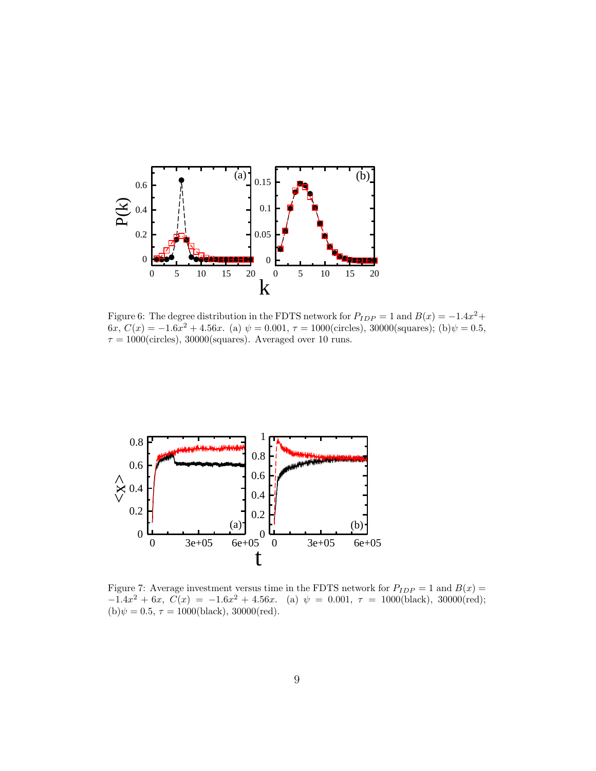Figure 6: The degree distribution in the FDTS network for $P_{IDP} = 1$ and $B(x) = -1.4x^2 + 6x$, $C(x) = -1.6x^2 + 4.56x$. (a) $\psi = 0.001$, $\tau = 1000$(circles), 30000(squares); (b)$\psi = 0.5$, $\tau = 1000$(circles), 30000(squares). Averaged over 10 runs.

Figure 7: Average investment versus time in the FDTS network for $P_{IDP} = 1$ and $B(x) = -1.4x^2 + 6x$, $C(x) = -1.6x^2 + 4.56x$. (a) $\psi = 0.001$, $\tau = 1000$(black), 30000(red); (b)$\psi = 0.5$, $\tau = 1000$(black), 30000(red).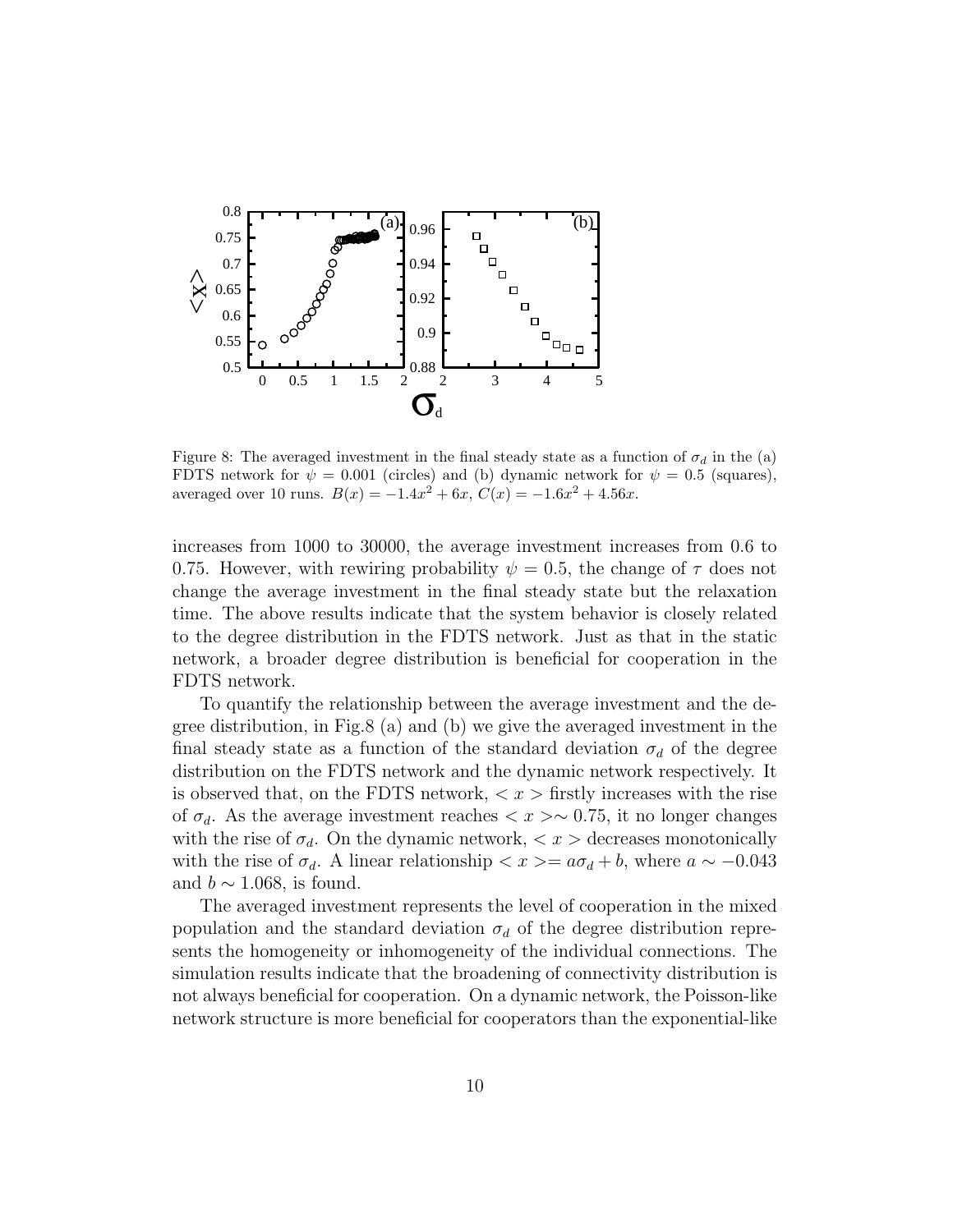Figure 8: The averaged investment in the final steady state as a function of $\sigma_d$ in the (a) FDTS network for $\psi = 0.001$ (circles) and (b) dynamic network for $\psi = 0.5$ (squares), averaged over 10 runs. $B(x) = -1.4x^2 + 6x$, $C(x) = -1.6x^2 + 4.56x$.

increases from 1000 to 30000, the average investment increases from 0.6 to 0.75. However, with rewiring probability $\psi = 0.5$, the change of $\tau$ does not change the average investment in the final steady state but the relaxation time. The above results indicate that the system behavior is closely related to the degree distribution in the FDTS network. Just as that in the static network, a broader degree distribution is beneficial for cooperation in the FDTS network.

To quantify the relationship between the average investment and the degree distribution, in Fig.8 (a) and (b) we give the averaged investment in the final steady state as a function of the standard deviation $\sigma_d$ of the degree distribution on the FDTS network and the dynamic network respectively. It is observed that, on the FDTS network, $< x >$ firstly increases with the rise of $\sigma_d$. As the average investment reaches $< x >\sim 0.75$, it no longer changes with the rise of $\sigma_d$. On the dynamic network, $< x >$ decreases monotonically with the rise of $\sigma_d$. A linear relationship $< x >= a\sigma_d + b$, where $a \sim -0.043$ and $b \sim 1.068$, is found.

The averaged investment represents the level of cooperation in the mixed population and the standard deviation $\sigma_d$ of the degree distribution represents the homogeneity or inhomogeneity of the individual connections. The simulation results indicate that the broadening of connectivity distribution is not always beneficial for cooperation. On a dynamic network, the Poisson-like network structure is more beneficial for cooperators than the exponential-like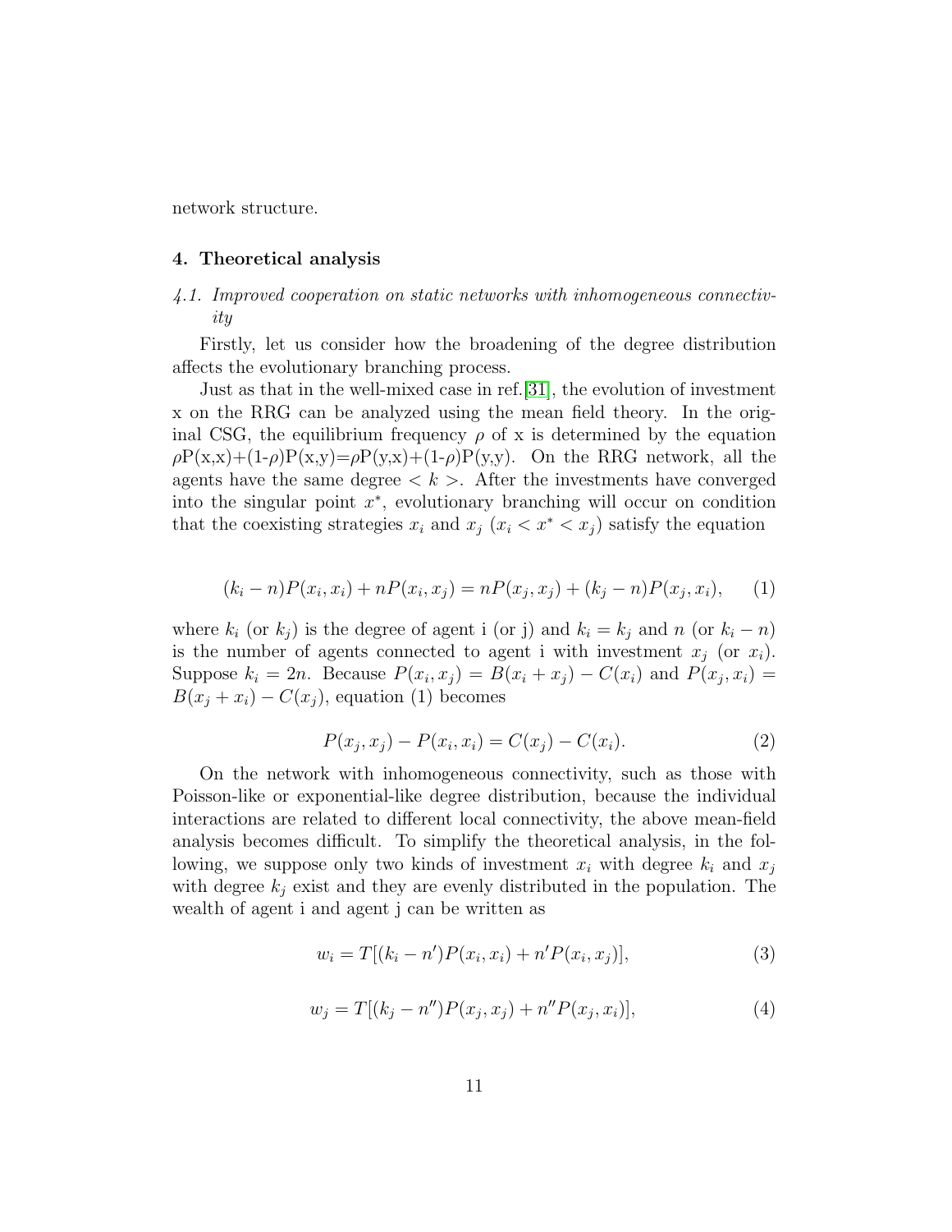network structure.

## 4. Theoretical analysis

### *4.1. Improved cooperation on static networks with inhomogeneous connectivity*

Firstly, let us consider how the broadening of the degree distribution affects the evolutionary branching process.

Just as that in the well-mixed case in ref.[31], the evolution of investment x on the RRG can be analyzed using the mean field theory. In the original CSG, the equilibrium frequency $\rho$ of x is determined by the equation $\rho$P(x,x)+(1-$\rho$)P(x,y)=$\rho$P(y,x)+(1-$\rho$)P(y,y). On the RRG network, all the agents have the same degree $< k >$. After the investments have converged into the singular point $x^*$, evolutionary branching will occur on condition that the coexisting strategies $x_i$ and $x_j$ ($x_i < x^* < x_j$) satisfy the equation

$$(k_i - n)P(x_i, x_i) + nP(x_i, x_j) = nP(x_j, x_j) + (k_j - n)P(x_j, x_i), \quad (1)$$

where $k_i$ (or $k_j$) is the degree of agent i (or j) and $k_i = k_j$ and $n$ (or $k_i - n$) is the number of agents connected to agent i with investment $x_j$ (or $x_i$). Suppose $k_i = 2n$. Because $P(x_i, x_j) = B(x_i + x_j) - C(x_i)$ and $P(x_j, x_i) = B(x_j + x_i) - C(x_j)$, equation (1) becomes

$$P(x_j, x_j) - P(x_i, x_i) = C(x_j) - C(x_i). \quad (2)$$

On the network with inhomogeneous connectivity, such as those with Poisson-like or exponential-like degree distribution, because the individual interactions are related to different local connectivity, the above mean-field analysis becomes difficult. To simplify the theoretical analysis, in the following, we suppose only two kinds of investment $x_i$ with degree $k_i$ and $x_j$ with degree $k_j$ exist and they are evenly distributed in the population. The wealth of agent i and agent j can be written as

$$w_i = T[(k_i - n')P(x_i, x_i) + n'P(x_i, x_j)], \quad (3)$$

$$w_j = T[(k_j - n'')P(x_j, x_j) + n''P(x_j, x_i)], \quad (4)$$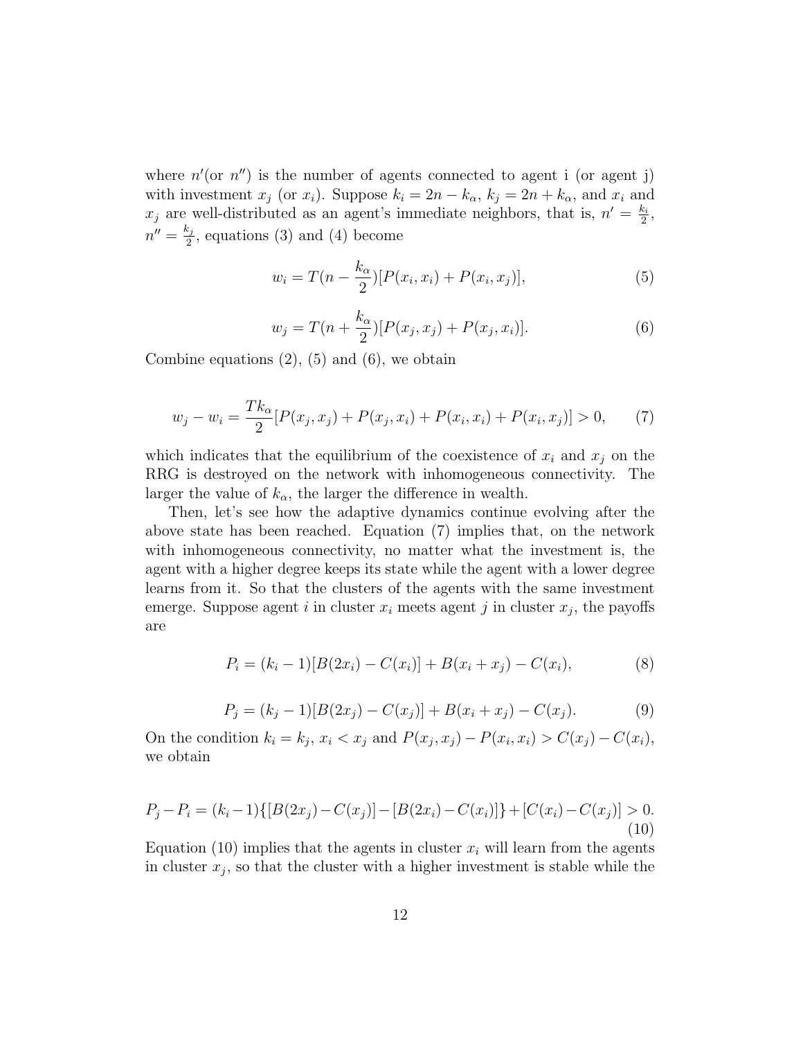where $n'$(or $n''$) is the number of agents connected to agent i (or agent j) with investment $x_j$ (or $x_i$). Suppose $k_i = 2n - k_\alpha$, $k_j = 2n + k_\alpha$, and $x_i$ and $x_j$ are well-distributed as an agent's immediate neighbors, that is, $n' = \frac{k_i}{2}$, $n'' = \frac{k_j}{2}$, equations (3) and (4) become

$$w_i = T(n - \frac{k_\alpha}{2})[P(x_i, x_i) + P(x_i, x_j)], \tag{5}$$

$$w_j = T(n + \frac{k_\alpha}{2})[P(x_j, x_j) + P(x_j, x_i)]. \tag{6}$$

Combine equations (2), (5) and (6), we obtain

$$w_j - w_i = \frac{Tk_\alpha}{2}[P(x_j, x_j) + P(x_j, x_i) + P(x_i, x_i) + P(x_i, x_j)] > 0, \tag{7}$$

which indicates that the equilibrium of the coexistence of $x_i$ and $x_j$ on the RRG is destroyed on the network with inhomogeneous connectivity. The larger the value of $k_\alpha$, the larger the difference in wealth.

Then, let's see how the adaptive dynamics continue evolving after the above state has been reached. Equation (7) implies that, on the network with inhomogeneous connectivity, no matter what the investment is, the agent with a higher degree keeps its state while the agent with a lower degree learns from it. So that the clusters of the agents with the same investment emerge. Suppose agent $i$ in cluster $x_i$ meets agent $j$ in cluster $x_j$, the payoffs are

$$P_i = (k_i - 1)[B(2x_i) - C(x_i)] + B(x_i + x_j) - C(x_i), \tag{8}$$

$$P_j = (k_j - 1)[B(2x_j) - C(x_j)] + B(x_i + x_j) - C(x_j). \tag{9}$$

On the condition $k_i = k_j$, $x_i < x_j$ and $P(x_j, x_j) - P(x_i, x_i) > C(x_j) - C(x_i)$, we obtain

$$P_j - P_i = (k_i - 1)\{[B(2x_j) - C(x_j)] - [B(2x_i) - C(x_i)]\} + [C(x_i) - C(x_j)] > 0. \tag{10}$$

Equation (10) implies that the agents in cluster $x_i$ will learn from the agents in cluster $x_j$, so that the cluster with a higher investment is stable while the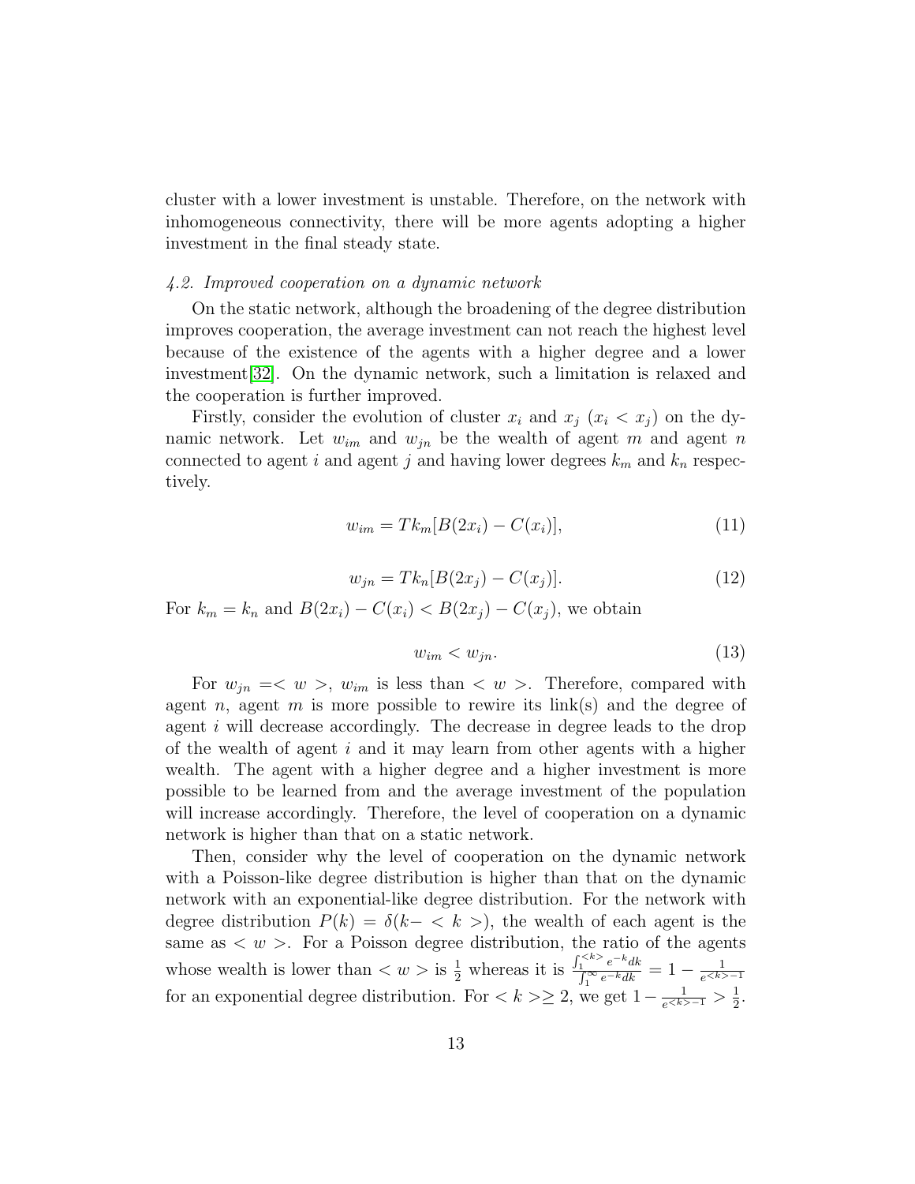cluster with a lower investment is unstable. Therefore, on the network with inhomogeneous connectivity, there will be more agents adopting a higher investment in the final steady state.

### *4.2. Improved cooperation on a dynamic network*

On the static network, although the broadening of the degree distribution improves cooperation, the average investment can not reach the highest level because of the existence of the agents with a higher degree and a lower investment[32]. On the dynamic network, such a limitation is relaxed and the cooperation is further improved.

Firstly, consider the evolution of cluster $x_i$ and $x_j$ ($x_i < x_j$) on the dynamic network. Let $w_{im}$ and $w_{jn}$ be the wealth of agent $m$ and agent $n$ connected to agent $i$ and agent $j$ and having lower degrees $k_m$ and $k_n$ respectively.

$$w_{im} = Tk_m[B(2x_i) - C(x_i)], \tag{11}$$

$$w_{jn} = Tk_n[B(2x_j) - C(x_j)]. \tag{12}$$

For $k_m = k_n$ and $B(2x_i) - C(x_i) < B(2x_j) - C(x_j)$, we obtain

$$w_{im} < w_{jn}. \tag{13}$$

For $w_{jn} = < w >$, $w_{im}$ is less than $< w >$. Therefore, compared with agent $n$, agent $m$ is more possible to rewire its link(s) and the degree of agent $i$ will decrease accordingly. The decrease in degree leads to the drop of the wealth of agent $i$ and it may learn from other agents with a higher wealth. The agent with a higher degree and a higher investment is more possible to be learned from and the average investment of the population will increase accordingly. Therefore, the level of cooperation on a dynamic network is higher than that on a static network.

Then, consider why the level of cooperation on the dynamic network with a Poisson-like degree distribution is higher than that on the dynamic network with an exponential-like degree distribution. For the network with degree distribution $P(k) = \delta(k - < k >)$, the wealth of each agent is the same as $< w >$. For a Poisson degree distribution, the ratio of the agents whose wealth is lower than $< w >$ is $\frac{1}{2}$ whereas it is $\frac{\int_1^{<k>} e^{-k} dk}{\int_1^{\infty} e^{-k} dk} = 1 - \frac{1}{e^{<k>-1}}$ for an exponential degree distribution. For $< k > \geq 2$, we get $1 - \frac{1}{e^{<k>-1}} > \frac{1}{2}$.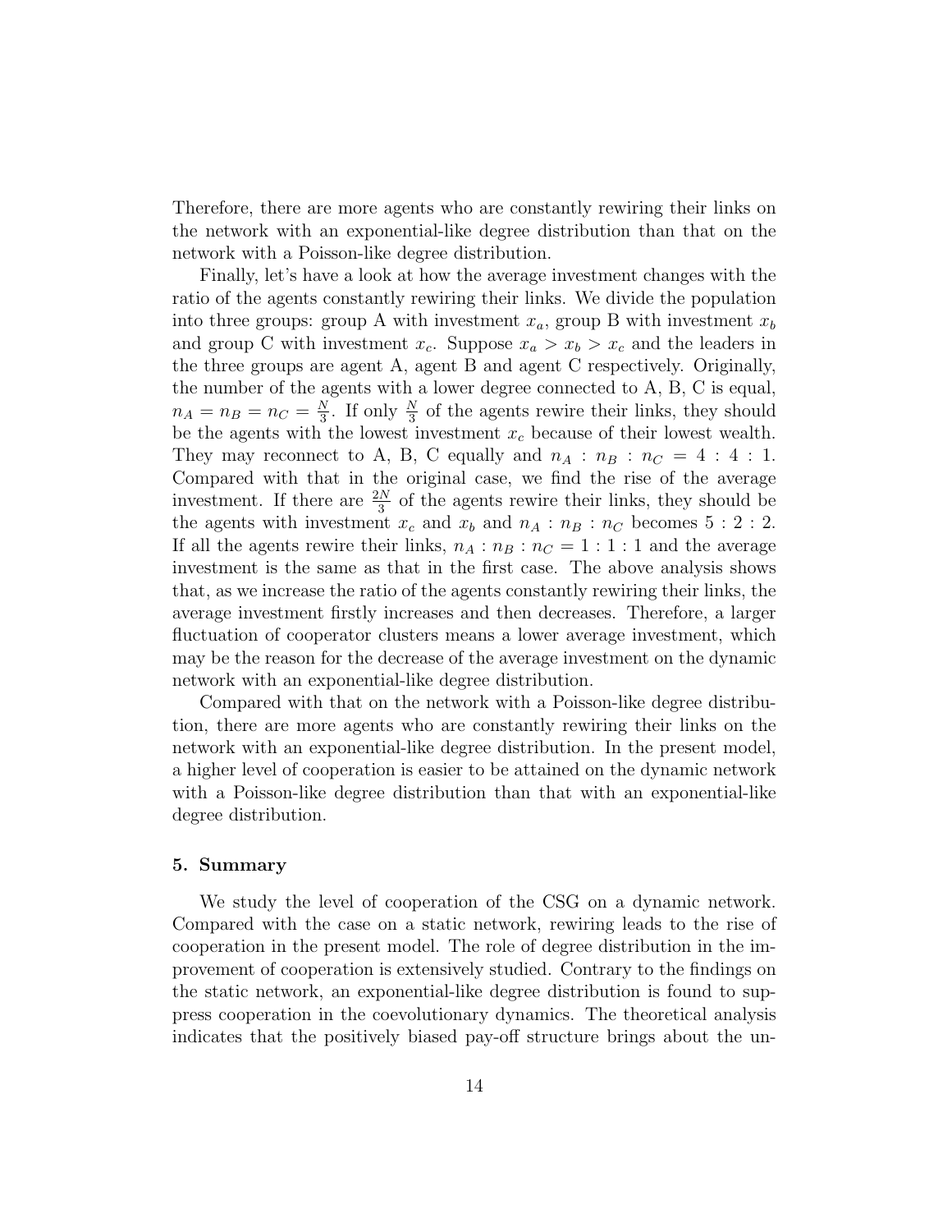Therefore, there are more agents who are constantly rewiring their links on the network with an exponential-like degree distribution than that on the network with a Poisson-like degree distribution.

Finally, let's have a look at how the average investment changes with the ratio of the agents constantly rewiring their links. We divide the population into three groups: group A with investment $x_a$, group B with investment $x_b$ and group C with investment $x_c$. Suppose $x_a > x_b > x_c$ and the leaders in the three groups are agent A, agent B and agent C respectively. Originally, the number of the agents with a lower degree connected to A, B, C is equal, $n_A = n_B = n_C = \frac{N}{3}$. If only $\frac{N}{3}$ of the agents rewire their links, they should be the agents with the lowest investment $x_c$ because of their lowest wealth. They may reconnect to A, B, C equally and $n_A : n_B : n_C = 4 : 4 : 1$. Compared with that in the original case, we find the rise of the average investment. If there are $\frac{2N}{3}$ of the agents rewire their links, they should be the agents with investment $x_c$ and $x_b$ and $n_A : n_B : n_C$ becomes $5 : 2 : 2$. If all the agents rewire their links, $n_A : n_B : n_C = 1 : 1 : 1$ and the average investment is the same as that in the first case. The above analysis shows that, as we increase the ratio of the agents constantly rewiring their links, the average investment firstly increases and then decreases. Therefore, a larger fluctuation of cooperator clusters means a lower average investment, which may be the reason for the decrease of the average investment on the dynamic network with an exponential-like degree distribution.

Compared with that on the network with a Poisson-like degree distribution, there are more agents who are constantly rewiring their links on the network with an exponential-like degree distribution. In the present model, a higher level of cooperation is easier to be attained on the dynamic network with a Poisson-like degree distribution than that with an exponential-like degree distribution.

## 5. Summary

We study the level of cooperation of the CSG on a dynamic network. Compared with the case on a static network, rewiring leads to the rise of cooperation in the present model. The role of degree distribution in the improvement of cooperation is extensively studied. Contrary to the findings on the static network, an exponential-like degree distribution is found to suppress cooperation in the coevolutionary dynamics. The theoretical analysis indicates that the positively biased pay-off structure brings about the un-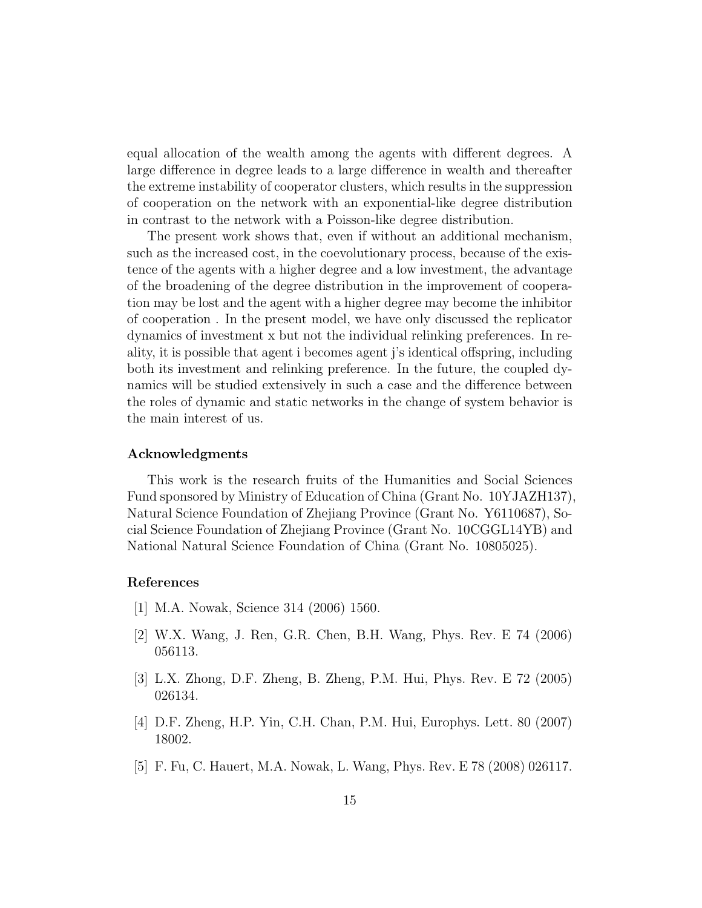equal allocation of the wealth among the agents with different degrees. A large difference in degree leads to a large difference in wealth and thereafter the extreme instability of cooperator clusters, which results in the suppression of cooperation on the network with an exponential-like degree distribution in contrast to the network with a Poisson-like degree distribution.

The present work shows that, even if without an additional mechanism, such as the increased cost, in the coevolutionary process, because of the existence of the agents with a higher degree and a low investment, the advantage of the broadening of the degree distribution in the improvement of cooperation may be lost and the agent with a higher degree may become the inhibitor of cooperation . In the present model, we have only discussed the replicator dynamics of investment x but not the individual relinking preferences. In reality, it is possible that agent i becomes agent j's identical offspring, including both its investment and relinking preference. In the future, the coupled dynamics will be studied extensively in such a case and the difference between the roles of dynamic and static networks in the change of system behavior is the main interest of us.

### Acknowledgments

This work is the research fruits of the Humanities and Social Sciences Fund sponsored by Ministry of Education of China (Grant No. 10YJAZH137), Natural Science Foundation of Zhejiang Province (Grant No. Y6110687), Social Science Foundation of Zhejiang Province (Grant No. 10CGGL14YB) and National Natural Science Foundation of China (Grant No. 10805025).

### References

[1] M.A. Nowak, Science 314 (2006) 1560.

[2] W.X. Wang, J. Ren, G.R. Chen, B.H. Wang, Phys. Rev. E 74 (2006) 056113.

[3] L.X. Zhong, D.F. Zheng, B. Zheng, P.M. Hui, Phys. Rev. E 72 (2005) 026134.

[4] D.F. Zheng, H.P. Yin, C.H. Chan, P.M. Hui, Europhys. Lett. 80 (2007) 18002.

[5] F. Fu, C. Hauert, M.A. Nowak, L. Wang, Phys. Rev. E 78 (2008) 026117.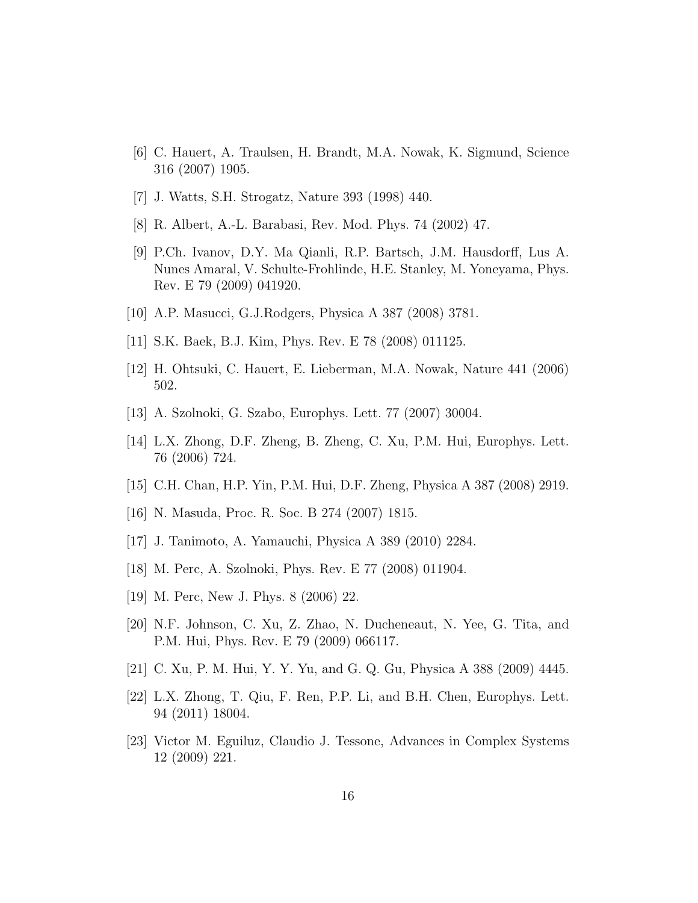[6] C. Hauert, A. Traulsen, H. Brandt, M.A. Nowak, K. Sigmund, Science 316 (2007) 1905.

[7] J. Watts, S.H. Strogatz, Nature 393 (1998) 440.

[8] R. Albert, A.-L. Barabasi, Rev. Mod. Phys. 74 (2002) 47.

[9] P.Ch. Ivanov, D.Y. Ma Qianli, R.P. Bartsch, J.M. Hausdorff, Lus A. Nunes Amaral, V. Schulte-Frohlinde, H.E. Stanley, M. Yoneyama, Phys. Rev. E 79 (2009) 041920.

[10] A.P. Masucci, G.J.Rodgers, Physica A 387 (2008) 3781.

[11] S.K. Baek, B.J. Kim, Phys. Rev. E 78 (2008) 011125.

[12] H. Ohtsuki, C. Hauert, E. Lieberman, M.A. Nowak, Nature 441 (2006) 502.

[13] A. Szolnoki, G. Szabo, Europhys. Lett. 77 (2007) 30004.

[14] L.X. Zhong, D.F. Zheng, B. Zheng, C. Xu, P.M. Hui, Europhys. Lett. 76 (2006) 724.

[15] C.H. Chan, H.P. Yin, P.M. Hui, D.F. Zheng, Physica A 387 (2008) 2919.

[16] N. Masuda, Proc. R. Soc. B 274 (2007) 1815.

[17] J. Tanimoto, A. Yamauchi, Physica A 389 (2010) 2284.

[18] M. Perc, A. Szolnoki, Phys. Rev. E 77 (2008) 011904.

[19] M. Perc, New J. Phys. 8 (2006) 22.

[20] N.F. Johnson, C. Xu, Z. Zhao, N. Ducheneaut, N. Yee, G. Tita, and P.M. Hui, Phys. Rev. E 79 (2009) 066117.

[21] C. Xu, P. M. Hui, Y. Y. Yu, and G. Q. Gu, Physica A 388 (2009) 4445.

[22] L.X. Zhong, T. Qiu, F. Ren, P.P. Li, and B.H. Chen, Europhys. Lett. 94 (2011) 18004.

[23] Victor M. Eguiluz, Claudio J. Tessone, Advances in Complex Systems 12 (2009) 221.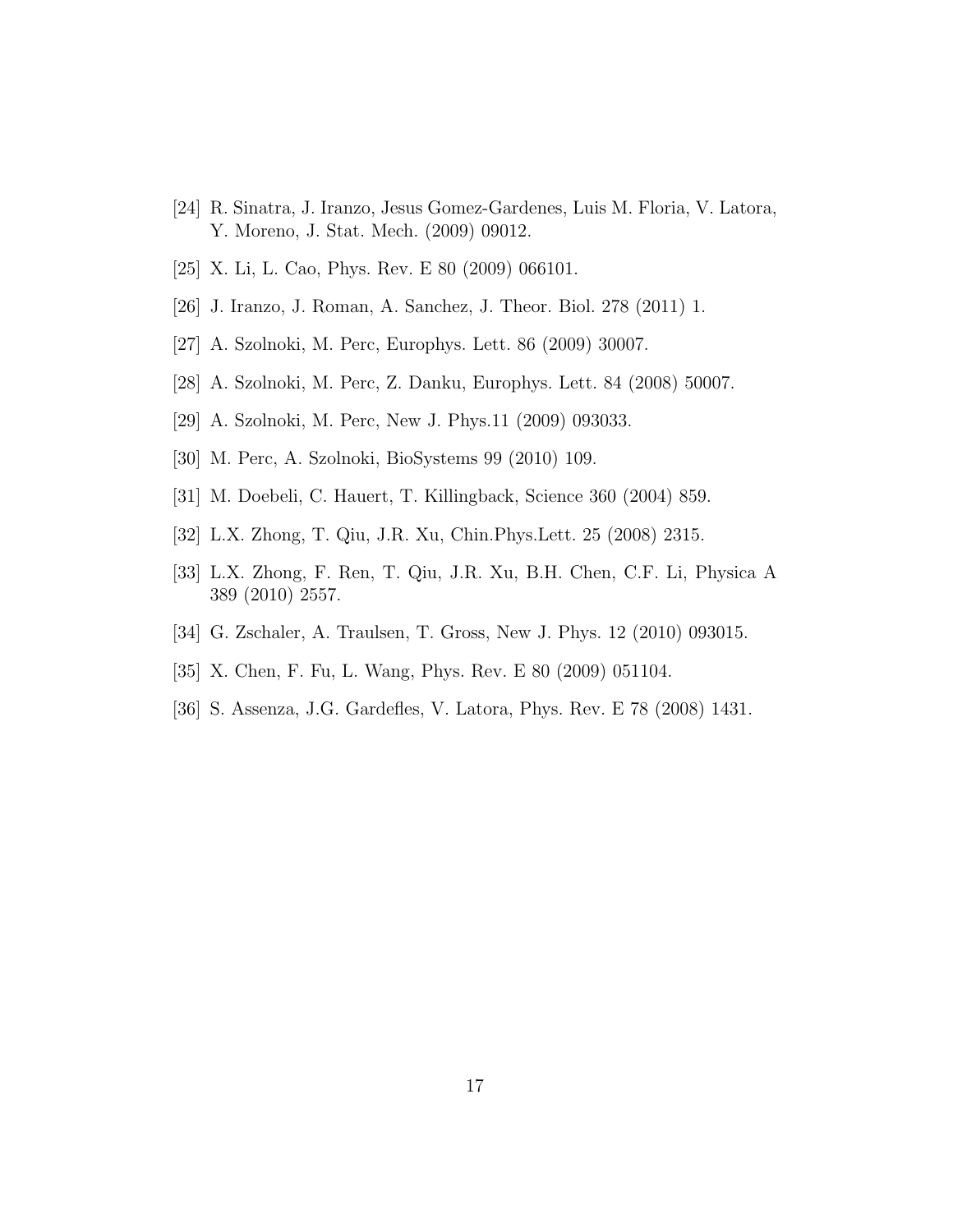[24] R. Sinatra, J. Iranzo, Jesus Gomez-Gardenes, Luis M. Floria, V. Latora, Y. Moreno, J. Stat. Mech. (2009) 09012.

[25] X. Li, L. Cao, Phys. Rev. E 80 (2009) 066101.

[26] J. Iranzo, J. Roman, A. Sanchez, J. Theor. Biol. 278 (2011) 1.

[27] A. Szolnoki, M. Perc, Europhys. Lett. 86 (2009) 30007.

[28] A. Szolnoki, M. Perc, Z. Danku, Europhys. Lett. 84 (2008) 50007.

[29] A. Szolnoki, M. Perc, New J. Phys.11 (2009) 093033.

[30] M. Perc, A. Szolnoki, BioSystems 99 (2010) 109.

[31] M. Doebeli, C. Hauert, T. Killingback, Science 360 (2004) 859.

[32] L.X. Zhong, T. Qiu, J.R. Xu, Chin.Phys.Lett. 25 (2008) 2315.

[33] L.X. Zhong, F. Ren, T. Qiu, J.R. Xu, B.H. Chen, C.F. Li, Physica A 389 (2010) 2557.

[34] G. Zschaler, A. Traulsen, T. Gross, New J. Phys. 12 (2010) 093015.

[35] X. Chen, F. Fu, L. Wang, Phys. Rev. E 80 (2009) 051104.

[36] S. Assenza, J.G. Gardefles, V. Latora, Phys. Rev. E 78 (2008) 1431.